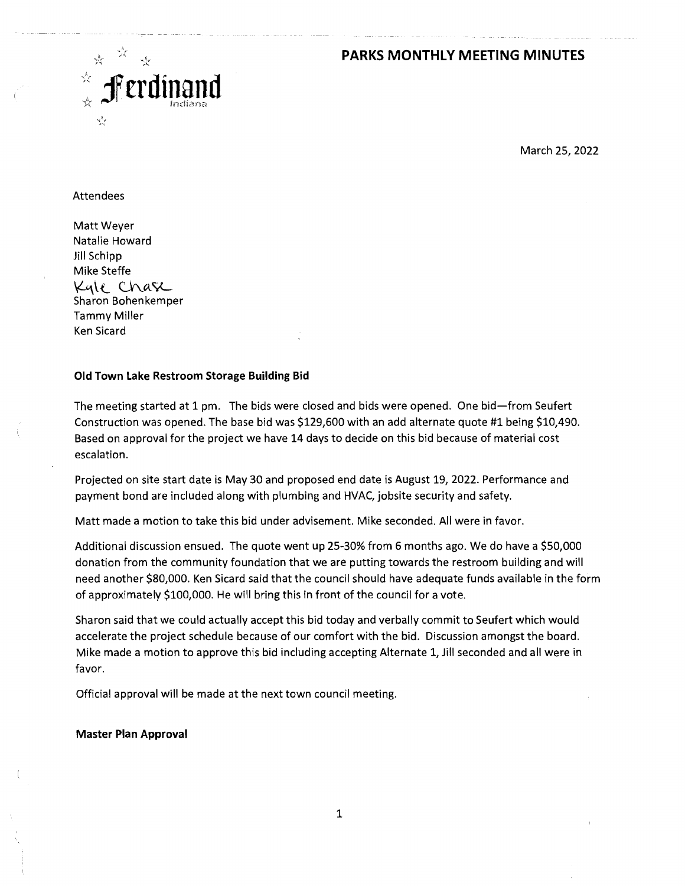Ferdinand
Indiana

# PARKS MONTHLY MEETING MINUTES

March 25, 2022

Attendees

Matt Weyer
Natalie Howard
Jill Schipp
Mike Steffe
Kyle Chase
Sharon Bohenkemper
Tammy Miller
Ken Sicard

**Old Town Lake Restroom Storage Building Bid**

The meeting started at 1 pm. The bids were closed and bids were opened. One bid—from Seufert Construction was opened. The base bid was $129,600 with an add alternate quote #1 being $10,490. Based on approval for the project we have 14 days to decide on this bid because of material cost escalation.

Projected on site start date is May 30 and proposed end date is August 19, 2022. Performance and payment bond are included along with plumbing and HVAC, jobsite security and safety.

Matt made a motion to take this bid under advisement. Mike seconded. All were in favor.

Additional discussion ensued. The quote went up 25-30% from 6 months ago. We do have a $50,000 donation from the community foundation that we are putting towards the restroom building and will need another $80,000. Ken Sicard said that the council should have adequate funds available in the form of approximately $100,000. He will bring this in front of the council for a vote.

Sharon said that we could actually accept this bid today and verbally commit to Seufert which would accelerate the project schedule because of our comfort with the bid. Discussion amongst the board. Mike made a motion to approve this bid including accepting Alternate 1, Jill seconded and all were in favor.

Official approval will be made at the next town council meeting.

**Master Plan Approval**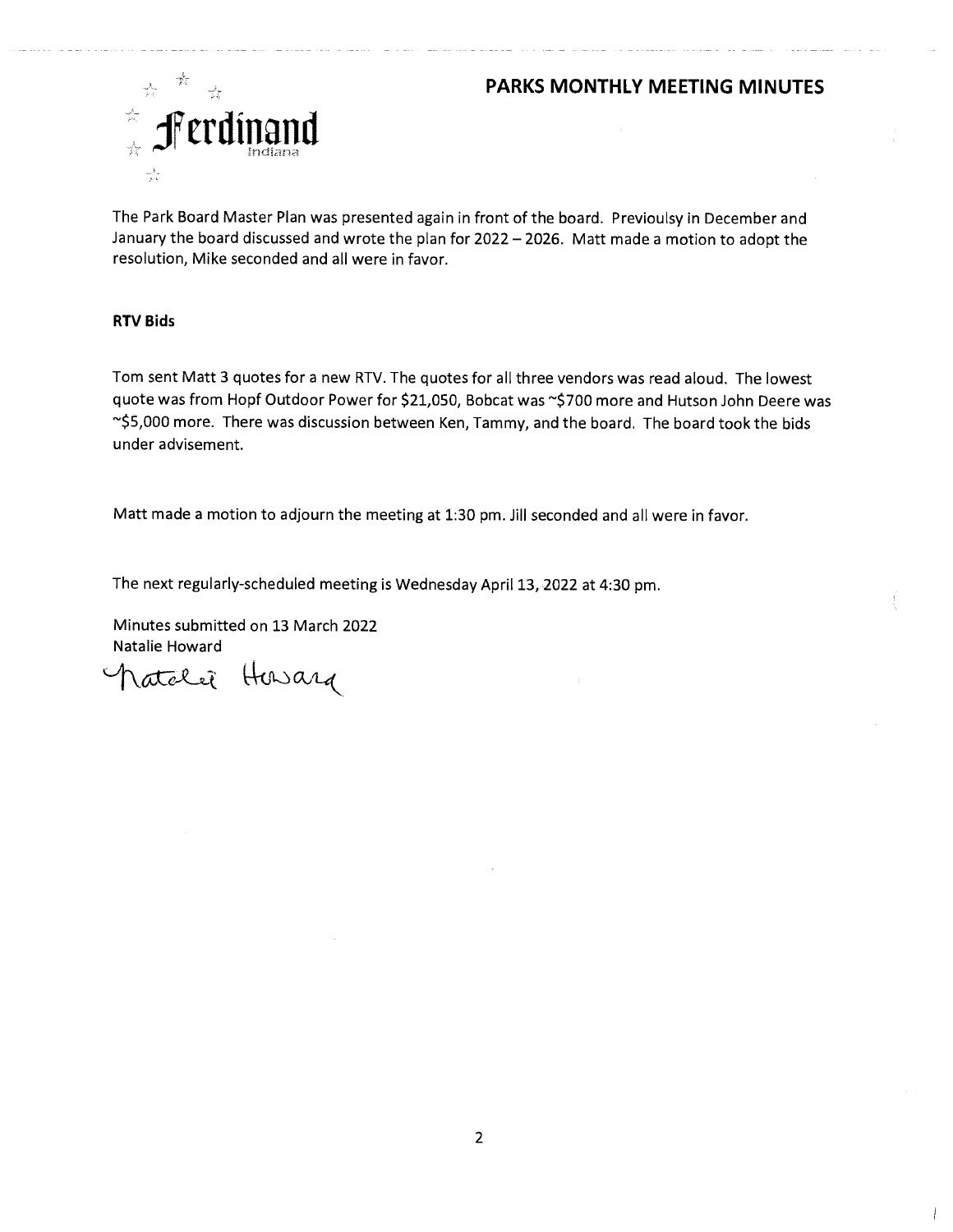# PARKS MONTHLY MEETING MINUTES

Ferdinand Indiana

The Park Board Master Plan was presented again in front of the board. Previoulsy in December and January the board discussed and wrote the plan for 2022 – 2026. Matt made a motion to adopt the resolution, Mike seconded and all were in favor.

**RTV Bids**

Tom sent Matt 3 quotes for a new RTV. The quotes for all three vendors was read aloud. The lowest quote was from Hopf Outdoor Power for $21,050, Bobcat was ~$700 more and Hutson John Deere was ~$5,000 more. There was discussion between Ken, Tammy, and the board. The board took the bids under advisement.

Matt made a motion to adjourn the meeting at 1:30 pm. Jill seconded and all were in favor.

The next regularly-scheduled meeting is Wednesday April 13, 2022 at 4:30 pm.

Minutes submitted on 13 March 2022
Natalie Howard

Natalie Howard